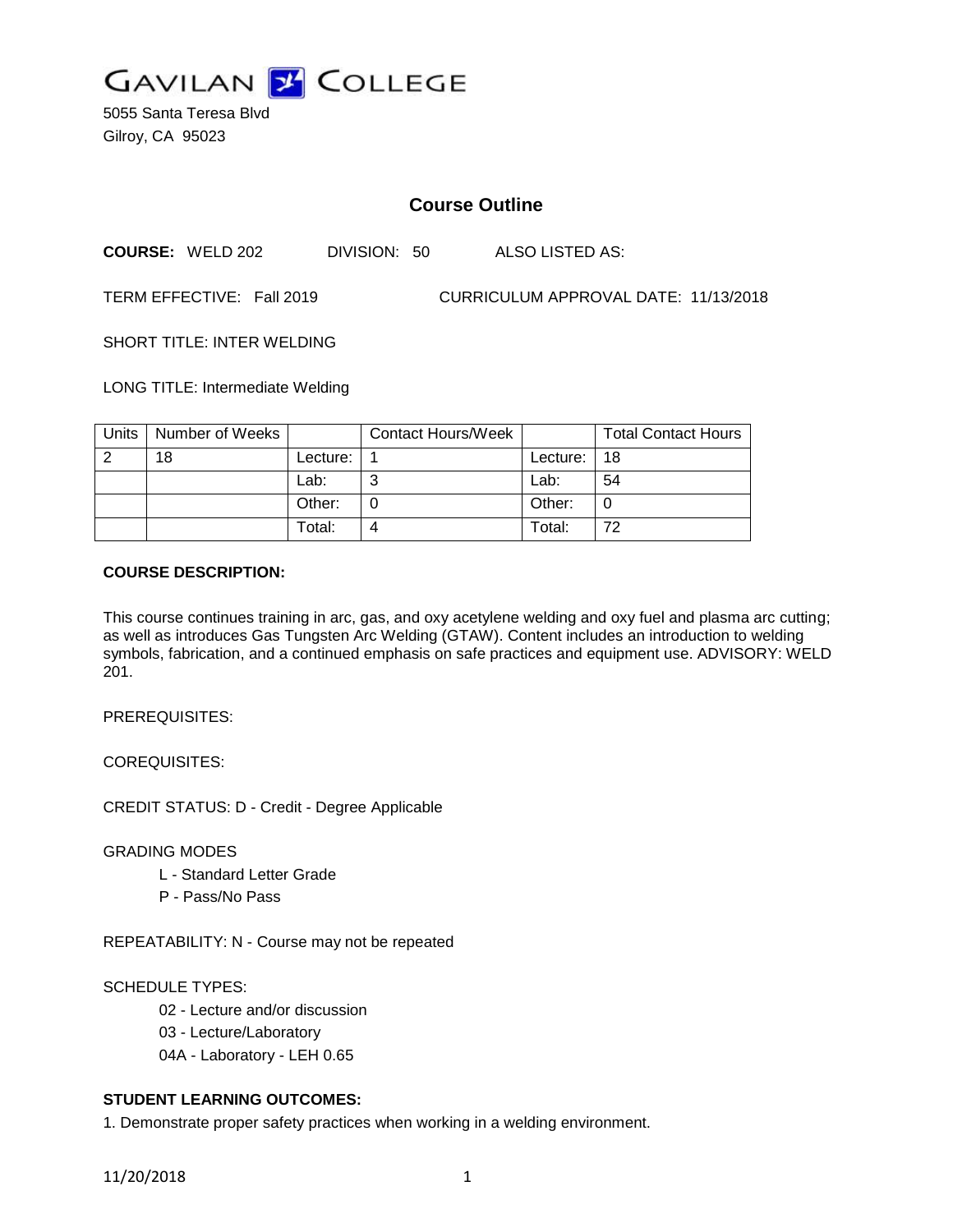# GAVILAN COLLEGE

5055 Santa Teresa Blvd
Gilroy, CA 95023

## Course Outline

**COURSE:** WELD 202 DIVISION: 50 ALSO LISTED AS:

TERM EFFECTIVE: Fall 2019 CURRICULUM APPROVAL DATE: 11/13/2018

SHORT TITLE: INTER WELDING

LONG TITLE: Intermediate Welding

| Units | Number of Weeks | | Contact Hours/Week | | Total Contact Hours |
|---|---|---|---|---|---|
| 2 | 18 | Lecture: | 1 | Lecture: | 18 |
| | | Lab: | 3 | Lab: | 54 |
| | | Other: | 0 | Other: | 0 |
| | | Total: | 4 | Total: | 72 |

**COURSE DESCRIPTION:**

This course continues training in arc, gas, and oxy acetylene welding and oxy fuel and plasma arc cutting; as well as introduces Gas Tungsten Arc Welding (GTAW). Content includes an introduction to welding symbols, fabrication, and a continued emphasis on safe practices and equipment use. ADVISORY: WELD 201.

PREREQUISITES:

COREQUISITES:

CREDIT STATUS: D - Credit - Degree Applicable

GRADING MODES

L - Standard Letter Grade
P - Pass/No Pass

REPEATABILITY: N - Course may not be repeated

SCHEDULE TYPES:

02 - Lecture and/or discussion
03 - Lecture/Laboratory
04A - Laboratory - LEH 0.65

**STUDENT LEARNING OUTCOMES:**

1. Demonstrate proper safety practices when working in a welding environment.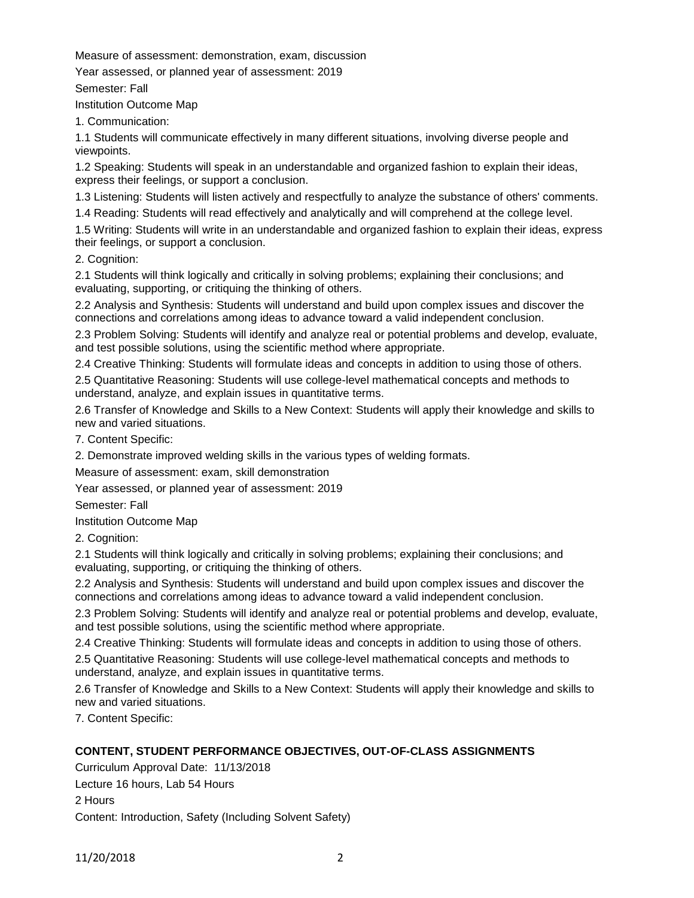Measure of assessment: demonstration, exam, discussion

Year assessed, or planned year of assessment: 2019

Semester: Fall

Institution Outcome Map

1. Communication:

1.1 Students will communicate effectively in many different situations, involving diverse people and viewpoints.

1.2 Speaking: Students will speak in an understandable and organized fashion to explain their ideas, express their feelings, or support a conclusion.

1.3 Listening: Students will listen actively and respectfully to analyze the substance of others' comments.

1.4 Reading: Students will read effectively and analytically and will comprehend at the college level.

1.5 Writing: Students will write in an understandable and organized fashion to explain their ideas, express their feelings, or support a conclusion.

2. Cognition:

2.1 Students will think logically and critically in solving problems; explaining their conclusions; and evaluating, supporting, or critiquing the thinking of others.

2.2 Analysis and Synthesis: Students will understand and build upon complex issues and discover the connections and correlations among ideas to advance toward a valid independent conclusion.

2.3 Problem Solving: Students will identify and analyze real or potential problems and develop, evaluate, and test possible solutions, using the scientific method where appropriate.

2.4 Creative Thinking: Students will formulate ideas and concepts in addition to using those of others.

2.5 Quantitative Reasoning: Students will use college-level mathematical concepts and methods to understand, analyze, and explain issues in quantitative terms.

2.6 Transfer of Knowledge and Skills to a New Context: Students will apply their knowledge and skills to new and varied situations.

7. Content Specific:

2. Demonstrate improved welding skills in the various types of welding formats.

Measure of assessment: exam, skill demonstration

Year assessed, or planned year of assessment: 2019

Semester: Fall

Institution Outcome Map

2. Cognition:

2.1 Students will think logically and critically in solving problems; explaining their conclusions; and evaluating, supporting, or critiquing the thinking of others.

2.2 Analysis and Synthesis: Students will understand and build upon complex issues and discover the connections and correlations among ideas to advance toward a valid independent conclusion.

2.3 Problem Solving: Students will identify and analyze real or potential problems and develop, evaluate, and test possible solutions, using the scientific method where appropriate.

2.4 Creative Thinking: Students will formulate ideas and concepts in addition to using those of others.

2.5 Quantitative Reasoning: Students will use college-level mathematical concepts and methods to understand, analyze, and explain issues in quantitative terms.

2.6 Transfer of Knowledge and Skills to a New Context: Students will apply their knowledge and skills to new and varied situations.

7. Content Specific:

## CONTENT, STUDENT PERFORMANCE OBJECTIVES, OUT-OF-CLASS ASSIGNMENTS

Curriculum Approval Date: 11/13/2018

Lecture 16 hours, Lab 54 Hours

2 Hours

Content: Introduction, Safety (Including Solvent Safety)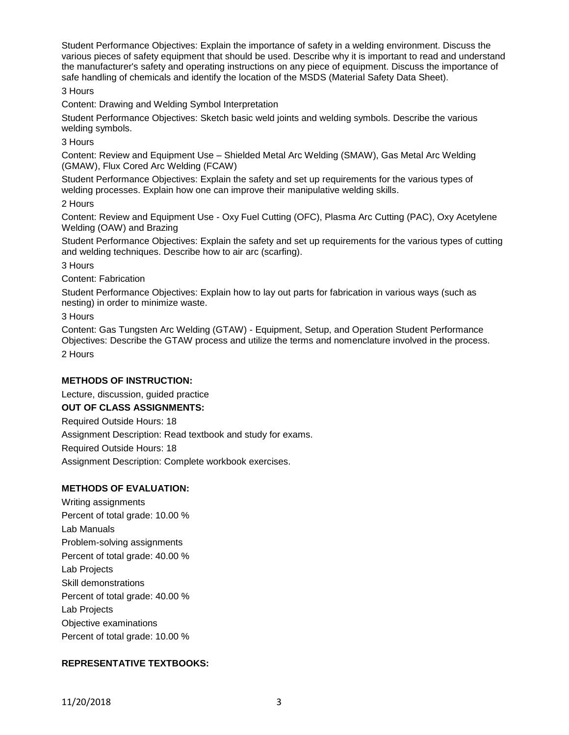Student Performance Objectives: Explain the importance of safety in a welding environment. Discuss the various pieces of safety equipment that should be used. Describe why it is important to read and understand the manufacturer's safety and operating instructions on any piece of equipment. Discuss the importance of safe handling of chemicals and identify the location of the MSDS (Material Safety Data Sheet).

3 Hours

Content: Drawing and Welding Symbol Interpretation

Student Performance Objectives: Sketch basic weld joints and welding symbols. Describe the various welding symbols.

3 Hours

Content: Review and Equipment Use – Shielded Metal Arc Welding (SMAW), Gas Metal Arc Welding (GMAW), Flux Cored Arc Welding (FCAW)

Student Performance Objectives: Explain the safety and set up requirements for the various types of welding processes. Explain how one can improve their manipulative welding skills.

2 Hours

Content: Review and Equipment Use - Oxy Fuel Cutting (OFC), Plasma Arc Cutting (PAC), Oxy Acetylene Welding (OAW) and Brazing

Student Performance Objectives: Explain the safety and set up requirements for the various types of cutting and welding techniques. Describe how to air arc (scarfing).

3 Hours

Content: Fabrication

Student Performance Objectives: Explain how to lay out parts for fabrication in various ways (such as nesting) in order to minimize waste.

3 Hours

Content: Gas Tungsten Arc Welding (GTAW) - Equipment, Setup, and Operation Student Performance Objectives: Describe the GTAW process and utilize the terms and nomenclature involved in the process.

2 Hours

**METHODS OF INSTRUCTION:**

Lecture, discussion, guided practice

**OUT OF CLASS ASSIGNMENTS:**

Required Outside Hours: 18

Assignment Description: Read textbook and study for exams.

Required Outside Hours: 18

Assignment Description: Complete workbook exercises.

**METHODS OF EVALUATION:**

Writing assignments

Percent of total grade: 10.00 %

Lab Manuals

Problem-solving assignments

Percent of total grade: 40.00 %

Lab Projects

Skill demonstrations

Percent of total grade: 40.00 %

Lab Projects

Objective examinations

Percent of total grade: 10.00 %

**REPRESENTATIVE TEXTBOOKS:**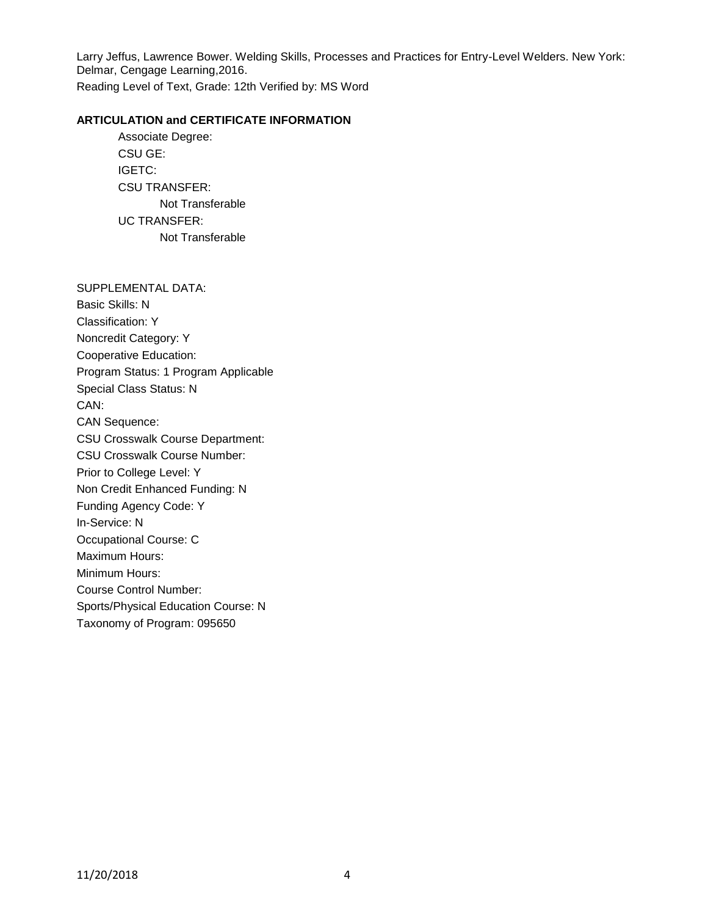Larry Jeffus, Lawrence Bower. Welding Skills, Processes and Practices for Entry-Level Welders. New York: Delmar, Cengage Learning,2016.
Reading Level of Text, Grade: 12th Verified by: MS Word

**ARTICULATION and CERTIFICATE INFORMATION**

Associate Degree:
CSU GE:
IGETC:
CSU TRANSFER:
Not Transferable
UC TRANSFER:
Not Transferable

SUPPLEMENTAL DATA:
Basic Skills: N
Classification: Y
Noncredit Category: Y
Cooperative Education:
Program Status: 1 Program Applicable
Special Class Status: N
CAN:
CAN Sequence:
CSU Crosswalk Course Department:
CSU Crosswalk Course Number:
Prior to College Level: Y
Non Credit Enhanced Funding: N
Funding Agency Code: Y
In-Service: N
Occupational Course: C
Maximum Hours:
Minimum Hours:
Course Control Number:
Sports/Physical Education Course: N
Taxonomy of Program: 095650